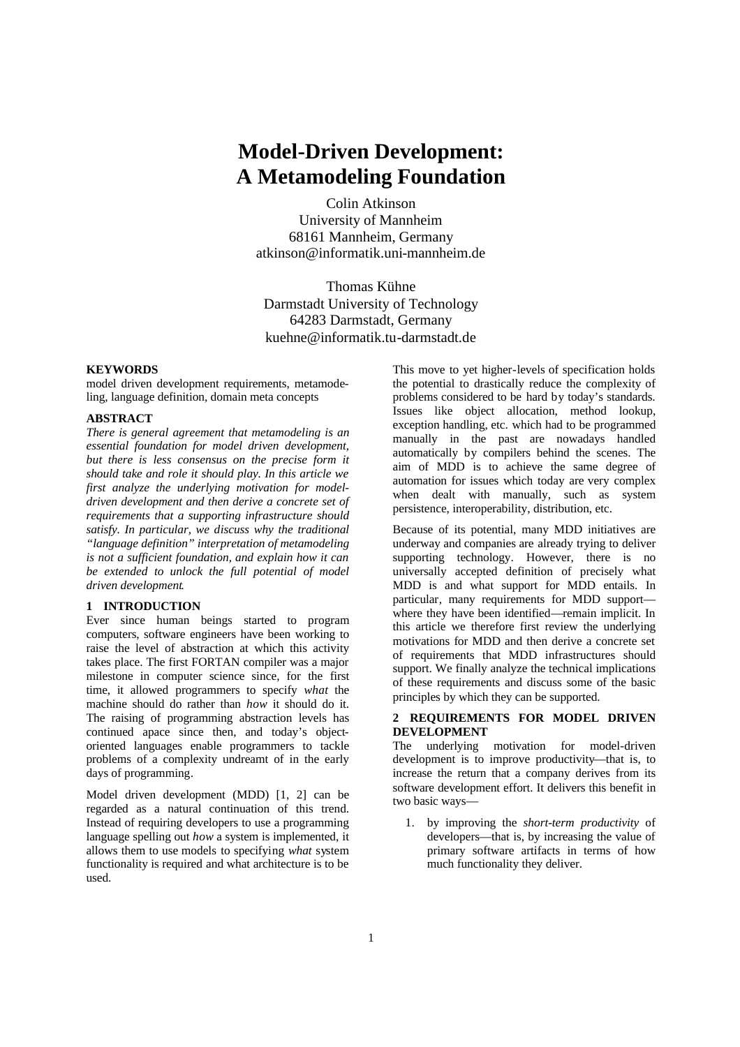# Model-Driven Development: A Metamodeling Foundation

Colin Atkinson
University of Mannheim
68161 Mannheim, Germany
atkinson@informatik.uni-mannheim.de

Thomas Kühne
Darmstadt University of Technology
64283 Darmstadt, Germany
kuehne@informatik.tu-darmstadt.de

**KEYWORDS**

model driven development requirements, metamodeling, language definition, domain meta concepts

**ABSTRACT**

*There is general agreement that metamodeling is an essential foundation for model driven development, but there is less consensus on the precise form it should take and role it should play. In this article we first analyze the underlying motivation for model-driven development and then derive a concrete set of requirements that a supporting infrastructure should satisfy. In particular, we discuss why the traditional "language definition" interpretation of metamodeling is not a sufficient foundation, and explain how it can be extended to unlock the full potential of model driven development.*

## 1 INTRODUCTION

Ever since human beings started to program computers, software engineers have been working to raise the level of abstraction at which this activity takes place. The first FORTAN compiler was a major milestone in computer science since, for the first time, it allowed programmers to specify *what* the machine should do rather than *how* it should do it. The raising of programming abstraction levels has continued apace since then, and today's object-oriented languages enable programmers to tackle problems of a complexity undreamt of in the early days of programming.

Model driven development (MDD) [1, 2] can be regarded as a natural continuation of this trend. Instead of requiring developers to use a programming language spelling out *how* a system is implemented, it allows them to use models to specifying *what* system functionality is required and what architecture is to be used.

This move to yet higher-levels of specification holds the potential to drastically reduce the complexity of problems considered to be hard by today's standards. Issues like object allocation, method lookup, exception handling, etc. which had to be programmed manually in the past are nowadays handled automatically by compilers behind the scenes. The aim of MDD is to achieve the same degree of automation for issues which today are very complex when dealt with manually, such as system persistence, interoperability, distribution, etc.

Because of its potential, many MDD initiatives are underway and companies are already trying to deliver supporting technology. However, there is no universally accepted definition of precisely what MDD is and what support for MDD entails. In particular, many requirements for MDD support—where they have been identified—remain implicit. In this article we therefore first review the underlying motivations for MDD and then derive a concrete set of requirements that MDD infrastructures should support. We finally analyze the technical implications of these requirements and discuss some of the basic principles by which they can be supported.

## 2 REQUIREMENTS FOR MODEL DRIVEN DEVELOPMENT

The underlying motivation for model-driven development is to improve productivity—that is, to increase the return that a company derives from its software development effort. It delivers this benefit in two basic ways—

1. by improving the *short-term productivity* of developers—that is, by increasing the value of primary software artifacts in terms of how much functionality they deliver.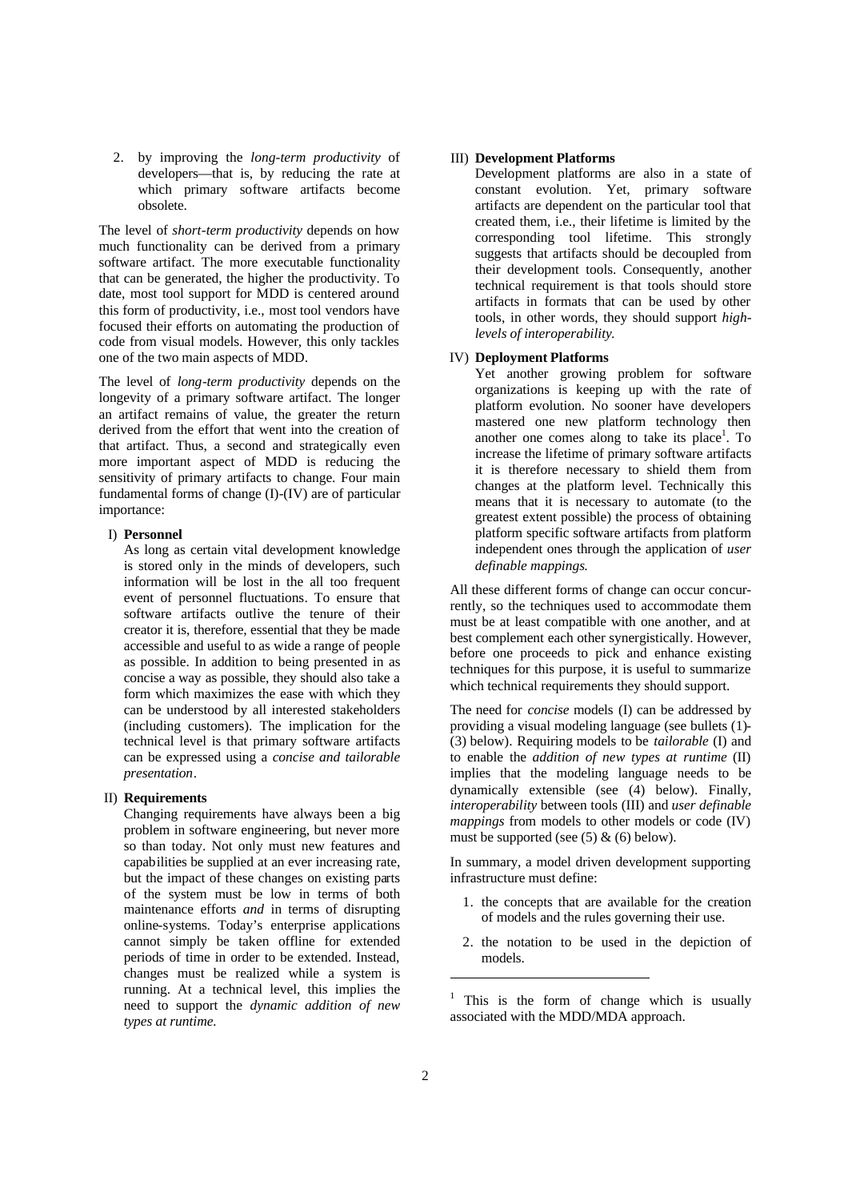2. by improving the *long-term productivity* of developers—that is, by reducing the rate at which primary software artifacts become obsolete.

The level of *short-term productivity* depends on how much functionality can be derived from a primary software artifact. The more executable functionality that can be generated, the higher the productivity. To date, most tool support for MDD is centered around this form of productivity, i.e., most tool vendors have focused their efforts on automating the production of code from visual models. However, this only tackles one of the two main aspects of MDD.

The level of *long-term productivity* depends on the longevity of a primary software artifact. The longer an artifact remains of value, the greater the return derived from the effort that went into the creation of that artifact. Thus, a second and strategically even more important aspect of MDD is reducing the sensitivity of primary artifacts to change. Four main fundamental forms of change (I)-(IV) are of particular importance:

I) **Personnel**
As long as certain vital development knowledge is stored only in the minds of developers, such information will be lost in the all too frequent event of personnel fluctuations. To ensure that software artifacts outlive the tenure of their creator it is, therefore, essential that they be made accessible and useful to as wide a range of people as possible. In addition to being presented in as concise a way as possible, they should also take a form which maximizes the ease with which they can be understood by all interested stakeholders (including customers). The implication for the technical level is that primary software artifacts can be expressed using a *concise and tailorable presentation*.

II) **Requirements**
Changing requirements have always been a big problem in software engineering, but never more so than today. Not only must new features and capabilities be supplied at an ever increasing rate, but the impact of these changes on existing parts of the system must be low in terms of both maintenance efforts *and* in terms of disrupting online-systems. Today's enterprise applications cannot simply be taken offline for extended periods of time in order to be extended. Instead, changes must be realized while a system is running. At a technical level, this implies the need to support the *dynamic addition of new types at runtime.*

III) **Development Platforms**
Development platforms are also in a state of constant evolution. Yet, primary software artifacts are dependent on the particular tool that created them, i.e., their lifetime is limited by the corresponding tool lifetime. This strongly suggests that artifacts should be decoupled from their development tools. Consequently, another technical requirement is that tools should store artifacts in formats that can be used by other tools, in other words, they should support *high-levels of interoperability.*

IV) **Deployment Platforms**
Yet another growing problem for software organizations is keeping up with the rate of platform evolution. No sooner have developers mastered one new platform technology then another one comes along to take its place[1]. To increase the lifetime of primary software artifacts it is therefore necessary to shield them from changes at the platform level. Technically this means that it is necessary to automate (to the greatest extent possible) the process of obtaining platform specific software artifacts from platform independent ones through the application of *user definable mappings.*

All these different forms of change can occur concurrently, so the techniques used to accommodate them must be at least compatible with one another, and at best complement each other synergistically. However, before one proceeds to pick and enhance existing techniques for this purpose, it is useful to summarize which technical requirements they should support.

The need for *concise* models (I) can be addressed by providing a visual modeling language (see bullets (1)-(3) below). Requiring models to be *tailorable* (I) and to enable the *addition of new types at runtime* (II) implies that the modeling language needs to be dynamically extensible (see (4) below). Finally, *interoperability* between tools (III) and *user definable mappings* from models to other models or code (IV) must be supported (see (5) & (6) below).

In summary, a model driven development supporting infrastructure must define:

1. the concepts that are available for the creation of models and the rules governing their use.
2. the notation to be used in the depiction of models.

---

[1] This is the form of change which is usually associated with the MDD/MDA approach.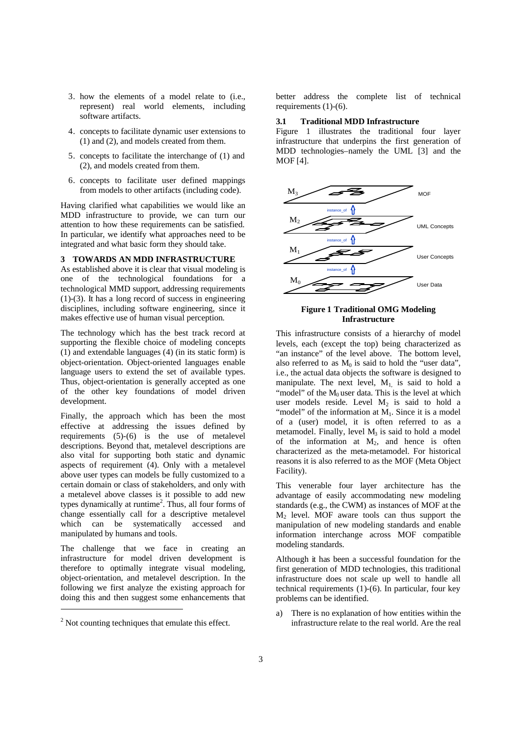3. how the elements of a model relate to (i.e., represent) real world elements, including software artifacts.

4. concepts to facilitate dynamic user extensions to (1) and (2), and models created from them.

5. concepts to facilitate the interchange of (1) and (2), and models created from them.

6. concepts to facilitate user defined mappings from models to other artifacts (including code).

Having clarified what capabilities we would like an MDD infrastructure to provide, we can turn our attention to how these requirements can be satisfied. In particular, we identify what approaches need to be integrated and what basic form they should take.

## 3 TOWARDS AN MDD INFRASTRUCTURE

As established above it is clear that visual modeling is one of the technological foundations for a technological MMD support, addressing requirements (1)-(3). It has a long record of success in engineering disciplines, including software engineering, since it makes effective use of human visual perception.

The technology which has the best track record at supporting the flexible choice of modeling concepts (1) and extendable languages (4) (in its static form) is object-orientation. Object-oriented languages enable language users to extend the set of available types. Thus, object-orientation is generally accepted as one of the other key foundations of model driven development.

Finally, the approach which has been the most effective at addressing the issues defined by requirements (5)-(6) is the use of metalevel descriptions. Beyond that, metalevel descriptions are also vital for supporting both static and dynamic aspects of requirement (4). Only with a metalevel above user types can models be fully customized to a certain domain or class of stakeholders, and only with a metalevel above classes is it possible to add new types dynamically at runtime[2]. Thus, all four forms of change essentially call for a descriptive metalevel which can be systematically accessed and manipulated by humans and tools.

The challenge that we face in creating an infrastructure for model driven development is therefore to optimally integrate visual modeling, object-orientation, and metalevel description. In the following we first analyze the existing approach for doing this and then suggest some enhancements that better address the complete list of technical requirements (1)-(6).

### 3.1 Traditional MDD Infrastructure

Figure 1 illustrates the traditional four layer infrastructure that underpins the first generation of MDD technologies–namely the UML [3] and the MOF [4].

**Figure 1 Traditional OMG Modeling Infrastructure**

This infrastructure consists of a hierarchy of model levels, each (except the top) being characterized as "an instance" of the level above. The bottom level, also referred to as $M_0$ is said to hold the "user data", i.e., the actual data objects the software is designed to manipulate. The next level, $M_1$, is said to hold a "model" of the $M_0$ user data. This is the level at which user models reside. Level $M_2$ is said to hold a "model" of the information at $M_1$. Since it is a model of a (user) model, it is often referred to as a metamodel. Finally, level $M_3$ is said to hold a model of the information at $M_2$, and hence is often characterized as the meta-metamodel. For historical reasons it is also referred to as the MOF (Meta Object Facility).

This venerable four layer architecture has the advantage of easily accommodating new modeling standards (e.g., the CWM) as instances of MOF at the $M_2$ level. MOF aware tools can thus support the manipulation of new modeling standards and enable information interchange across MOF compatible modeling standards.

Although it has been a successful foundation for the first generation of MDD technologies, this traditional infrastructure does not scale up well to handle all technical requirements (1)-(6). In particular, four key problems can be identified.

a) There is no explanation of how entities within the infrastructure relate to the real world. Are the real

[2] Not counting techniques that emulate this effect.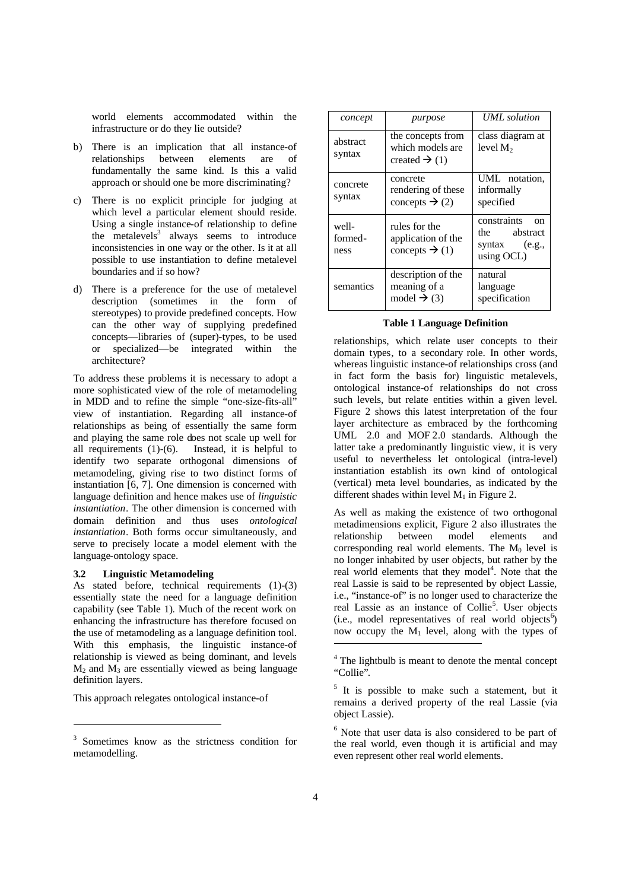world elements accommodated within the infrastructure or do they lie outside?

b) There is an implication that all instance-of relationships between elements are of fundamentally the same kind. Is this a valid approach or should one be more discriminating?

c) There is no explicit principle for judging at which level a particular element should reside. Using a single instance-of relationship to define the metalevels[3] always seems to introduce inconsistencies in one way or the other. Is it at all possible to use instantiation to define metalevel boundaries and if so how?

d) There is a preference for the use of metalevel description (sometimes in the form of stereotypes) to provide predefined concepts. How can the other way of supplying predefined concepts—libraries of (super)-types, to be used or specialized—be integrated within the architecture?

To address these problems it is necessary to adopt a more sophisticated view of the role of metamodeling in MDD and to refine the simple "one-size-fits-all" view of instantiation. Regarding all instance-of relationships as being of essentially the same form and playing the same role does not scale up well for all requirements (1)-(6). Instead, it is helpful to identify two separate orthogonal dimensions of metamodeling, giving rise to two distinct forms of instantiation [6, 7]. One dimension is concerned with language definition and hence makes use of *linguistic instantiation*. The other dimension is concerned with domain definition and thus uses *ontological instantiation*. Both forms occur simultaneously, and serve to precisely locate a model element with the language-ontology space.

### 3.2 Linguistic Metamodeling

As stated before, technical requirements (1)-(3) essentially state the need for a language definition capability (see Table 1). Much of the recent work on enhancing the infrastructure has therefore focused on the use of metamodeling as a language definition tool. With this emphasis, the linguistic instance-of relationship is viewed as being dominant, and levels $M_2$ and $M_3$ are essentially viewed as being language definition layers.

This approach relegates ontological instance-of

| *concept* | *purpose* | *UML solution* |
|---|---|---|
| abstract syntax | the concepts from which models are created → (1) | class diagram at level $M_2$ |
| concrete syntax | concrete rendering of these concepts → (2) | UML notation, informally specified |
| well-formed-ness | rules for the application of the concepts → (1) | constraints on the abstract syntax (e.g., using OCL) |
| semantics | description of the meaning of a model → (3) | natural language specification |

**Table 1 Language Definition**

relationships, which relate user concepts to their domain types, to a secondary role. In other words, whereas linguistic instance-of relationships cross (and in fact form the basis for) linguistic metalevels, ontological instance-of relationships do not cross such levels, but relate entities within a given level. Figure 2 shows this latest interpretation of the four layer architecture as embraced by the forthcoming UML 2.0 and MOF 2.0 standards. Although the latter take a predominantly linguistic view, it is very useful to nevertheless let ontological (intra-level) instantiation establish its own kind of ontological (vertical) meta level boundaries, as indicated by the different shades within level $M_1$ in Figure 2.

As well as making the existence of two orthogonal metadimensions explicit, Figure 2 also illustrates the relationship between model elements and corresponding real world elements. The $M_0$ level is no longer inhabited by user objects, but rather by the real world elements that they model[4]. Note that the real Lassie is said to be represented by object Lassie, i.e., "instance-of" is no longer used to characterize the real Lassie as an instance of Collie[5]. User objects (i.e., model representatives of real world objects[6]) now occupy the $M_1$ level, along with the types of

---

[3] Sometimes know as the strictness condition for metamodelling.

[4] The lightbulb is meant to denote the mental concept "Collie".

[5] It is possible to make such a statement, but it remains a derived property of the real Lassie (via object Lassie).

[6] Note that user data is also considered to be part of the real world, even though it is artificial and may even represent other real world elements.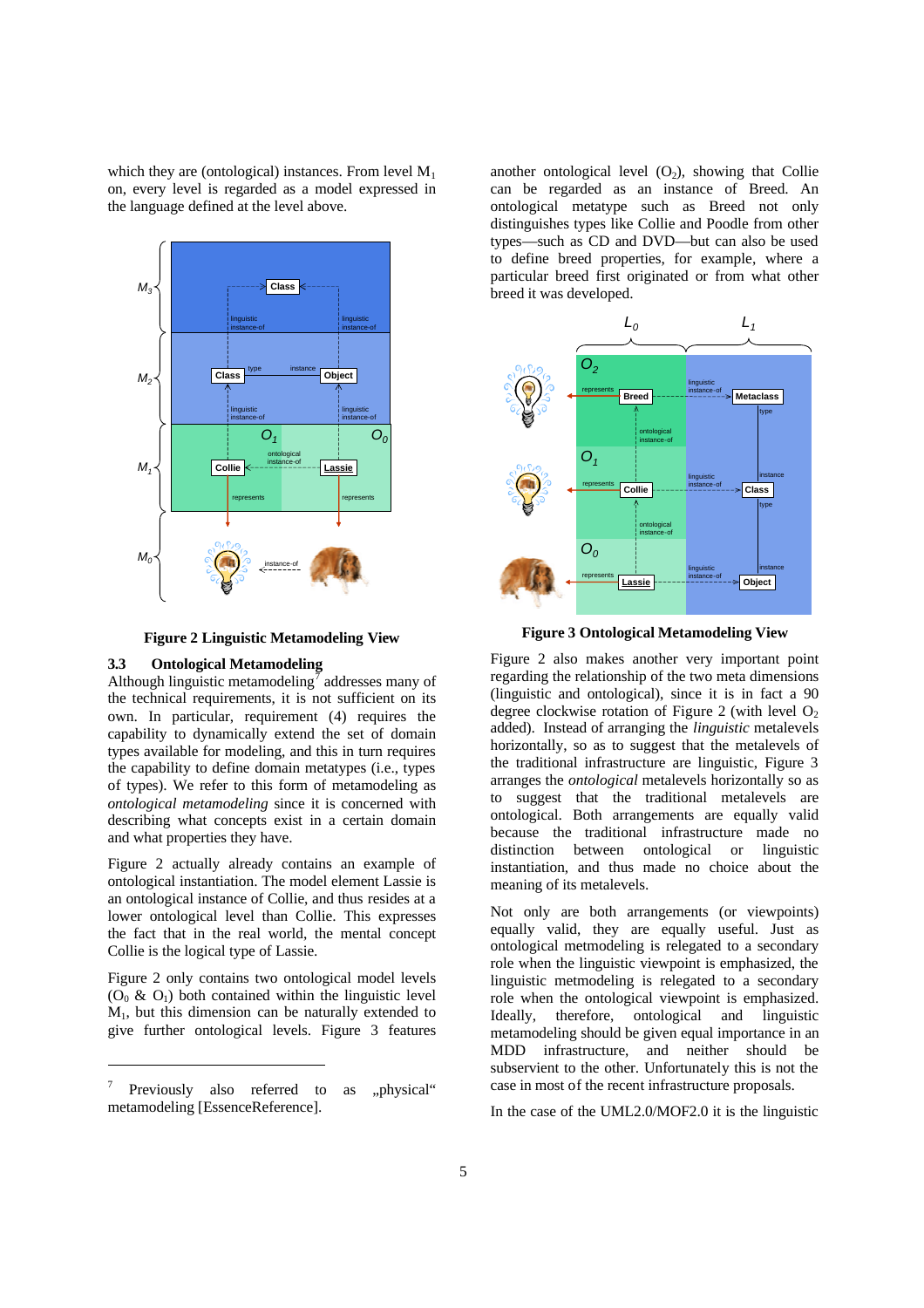which they are (ontological) instances. From level $M_1$ on, every level is regarded as a model expressed in the language defined at the level above.

**Figure 2 Linguistic Metamodeling View**

### 3.3 Ontological Metamodeling

Although linguistic metamodeling[7] addresses many of the technical requirements, it is not sufficient on its own. In particular, requirement (4) requires the capability to dynamically extend the set of domain types available for modeling, and this in turn requires the capability to define domain metatypes (i.e., types of types). We refer to this form of metamodeling as *ontological metamodeling* since it is concerned with describing what concepts exist in a certain domain and what properties they have.

Figure 2 actually already contains an example of ontological instantiation. The model element Lassie is an ontological instance of Collie, and thus resides at a lower ontological level than Collie. This expresses the fact that in the real world, the mental concept Collie is the logical type of Lassie.

Figure 2 only contains two ontological model levels ($O_0$ & $O_1$) both contained within the linguistic level $M_1$, but this dimension can be naturally extended to give further ontological levels. Figure 3 features another ontological level ($O_2$), showing that Collie can be regarded as an instance of Breed. An ontological metatype such as Breed not only distinguishes types like Collie and Poodle from other types—such as CD and DVD—but can also be used to define breed properties, for example, where a particular breed first originated or from what other breed it was developed.

**Figure 3 Ontological Metamodeling View**

Figure 2 also makes another very important point regarding the relationship of the two meta dimensions (linguistic and ontological), since it is in fact a 90 degree clockwise rotation of Figure 2 (with level $O_2$ added). Instead of arranging the *linguistic* metalevels horizontally, so as to suggest that the metalevels of the traditional infrastructure are linguistic, Figure 3 arranges the *ontological* metalevels horizontally so as to suggest that the traditional metalevels are ontological. Both arrangements are equally valid because the traditional infrastructure made no distinction between ontological or linguistic instantiation, and thus made no choice about the meaning of its metalevels.

Not only are both arrangements (or viewpoints) equally valid, they are equally useful. Just as ontological metmodeling is relegated to a secondary role when the linguistic viewpoint is emphasized, the linguistic metmodeling is relegated to a secondary role when the ontological viewpoint is emphasized. Ideally, therefore, ontological and linguistic metamodeling should be given equal importance in an MDD infrastructure, and neither should be subservient to the other. Unfortunately this is not the case in most of the recent infrastructure proposals.

In the case of the UML2.0/MOF2.0 it is the linguistic

[7] Previously also referred to as „physical" metamodeling [EssenceReference].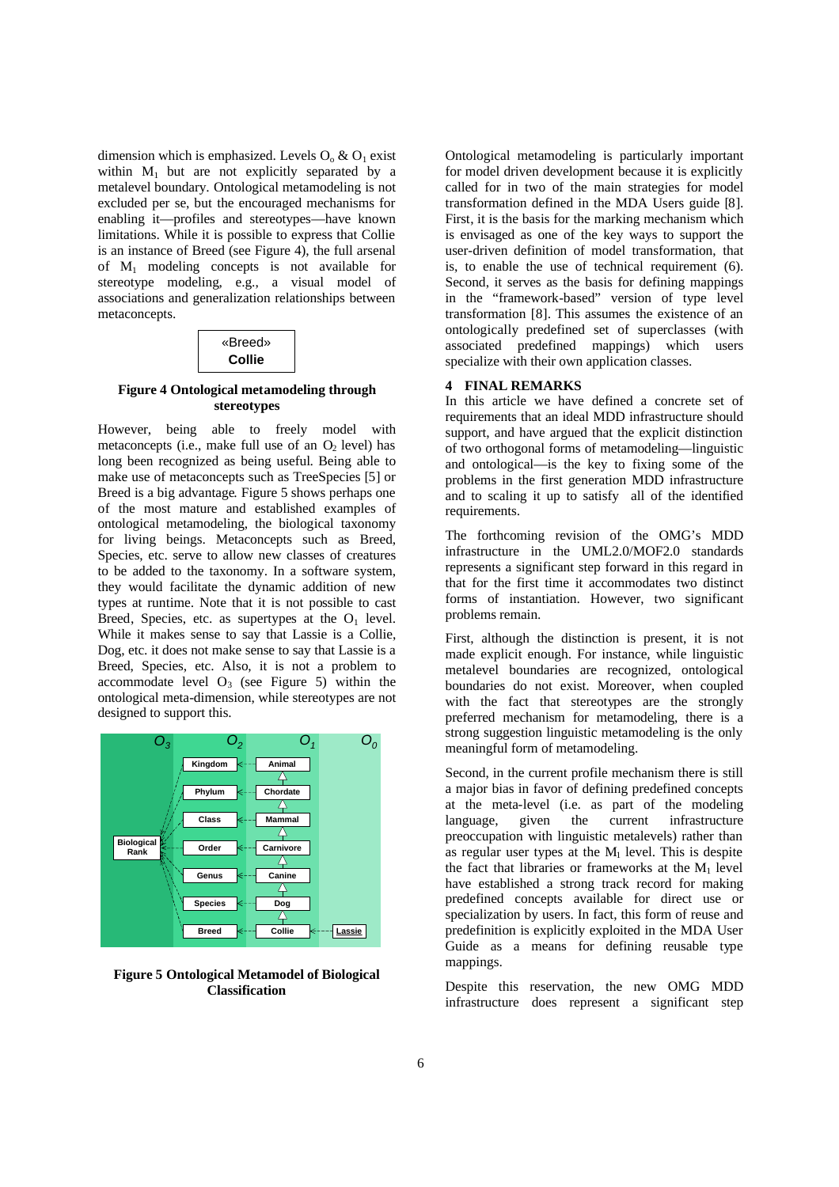dimension which is emphasized. Levels $O_o$ & $O_1$ exist within $M_1$ but are not explicitly separated by a metalevel boundary. Ontological metamodeling is not excluded per se, but the encouraged mechanisms for enabling it—profiles and stereotypes—have known limitations. While it is possible to express that Collie is an instance of Breed (see Figure 4), the full arsenal of $M_1$ modeling concepts is not available for stereotype modeling, e.g., a visual model of associations and generalization relationships between metaconcepts.

«Breed»
**Collie**

**Figure 4 Ontological metamodeling through stereotypes**

However, being able to freely model with metaconcepts (i.e., make full use of an $O_2$ level) has long been recognized as being useful. Being able to make use of metaconcepts such as TreeSpecies [5] or Breed is a big advantage. Figure 5 shows perhaps one of the most mature and established examples of ontological metamodeling, the biological taxonomy for living beings. Metaconcepts such as Breed, Species, etc. serve to allow new classes of creatures to be added to the taxonomy. In a software system, they would facilitate the dynamic addition of new types at runtime. Note that it is not possible to cast Breed, Species, etc. as supertypes at the $O_1$ level. While it makes sense to say that Lassie is a Collie, Dog, etc. it does not make sense to say that Lassie is a Breed, Species, etc. Also, it is not a problem to accommodate level $O_3$ (see Figure 5) within the ontological meta-dimension, while stereotypes are not designed to support this.

| $O_3$ | $O_2$ | $O_1$ | $O_0$ |
|---|---|---|---|
| | Kingdom | Animal | |
| | Phylum | Chordate | |
| | Class | Mammal | |
| Biological Rank | Order | Carnivore | |
| | Genus | Canine | |
| | Species | Dog | |
| | Breed | Collie | Lassie |

**Figure 5 Ontological Metamodel of Biological Classification**

Ontological metamodeling is particularly important for model driven development because it is explicitly called for in two of the main strategies for model transformation defined in the MDA Users guide [8]. First, it is the basis for the marking mechanism which is envisaged as one of the key ways to support the user-driven definition of model transformation, that is, to enable the use of technical requirement (6). Second, it serves as the basis for defining mappings in the "framework-based" version of type level transformation [8]. This assumes the existence of an ontologically predefined set of superclasses (with associated predefined mappings) which users specialize with their own application classes.

## 4 FINAL REMARKS

In this article we have defined a concrete set of requirements that an ideal MDD infrastructure should support, and have argued that the explicit distinction of two orthogonal forms of metamodeling—linguistic and ontological—is the key to fixing some of the problems in the first generation MDD infrastructure and to scaling it up to satisfy all of the identified requirements.

The forthcoming revision of the OMG's MDD infrastructure in the UML2.0/MOF2.0 standards represents a significant step forward in this regard in that for the first time it accommodates two distinct forms of instantiation. However, two significant problems remain.

First, although the distinction is present, it is not made explicit enough. For instance, while linguistic metalevel boundaries are recognized, ontological boundaries do not exist. Moreover, when coupled with the fact that stereotypes are the strongly preferred mechanism for metamodeling, there is a strong suggestion linguistic metamodeling is the only meaningful form of metamodeling.

Second, in the current profile mechanism there is still a major bias in favor of defining predefined concepts at the meta-level (i.e. as part of the modeling language, given the current infrastructure preoccupation with linguistic metalevels) rather than as regular user types at the $M_1$ level. This is despite the fact that libraries or frameworks at the $M_1$ level have established a strong track record for making predefined concepts available for direct use or specialization by users. In fact, this form of reuse and predefinition is explicitly exploited in the MDA User Guide as a means for defining reusable type mappings.

Despite this reservation, the new OMG MDD infrastructure does represent a significant step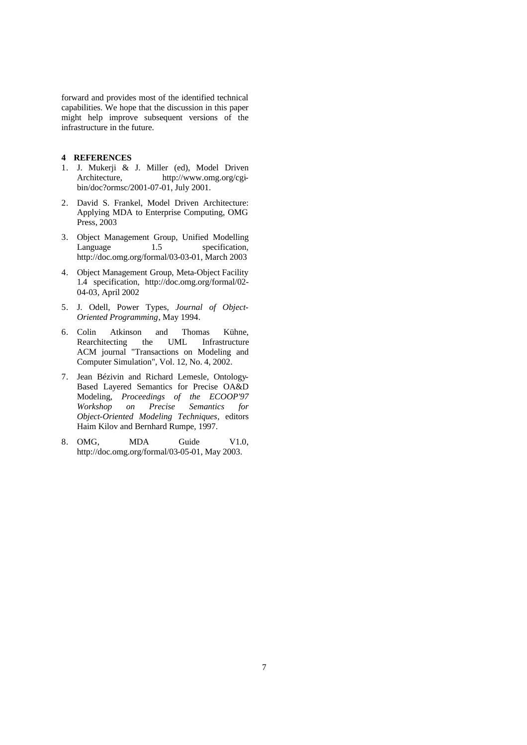forward and provides most of the identified technical capabilities. We hope that the discussion in this paper might help improve subsequent versions of the infrastructure in the future.

## 4 REFERENCES

1. J. Mukerji & J. Miller (ed), Model Driven Architecture, http://www.omg.org/cgi-bin/doc?ormsc/2001-07-01, July 2001.

2. David S. Frankel, Model Driven Architecture: Applying MDA to Enterprise Computing, OMG Press, 2003

3. Object Management Group, Unified Modelling Language 1.5 specification, http://doc.omg.org/formal/03-03-01, March 2003

4. Object Management Group, Meta-Object Facility 1.4 specification, http://doc.omg.org/formal/02-04-03, April 2002

5. J. Odell, Power Types, *Journal of Object-Oriented Programming*, May 1994.

6. Colin Atkinson and Thomas Kühne, Rearchitecting the UML Infrastructure ACM journal "Transactions on Modeling and Computer Simulation", Vol. 12, No. 4, 2002.

7. Jean Bézivin and Richard Lemesle, Ontology-Based Layered Semantics for Precise OA&D Modeling, *Proceedings of the ECOOP'97 Workshop on Precise Semantics for Object-Oriented Modeling Techniques*, editors Haim Kilov and Bernhard Rumpe, 1997.

8. OMG, MDA Guide V1.0, http://doc.omg.org/formal/03-05-01, May 2003.